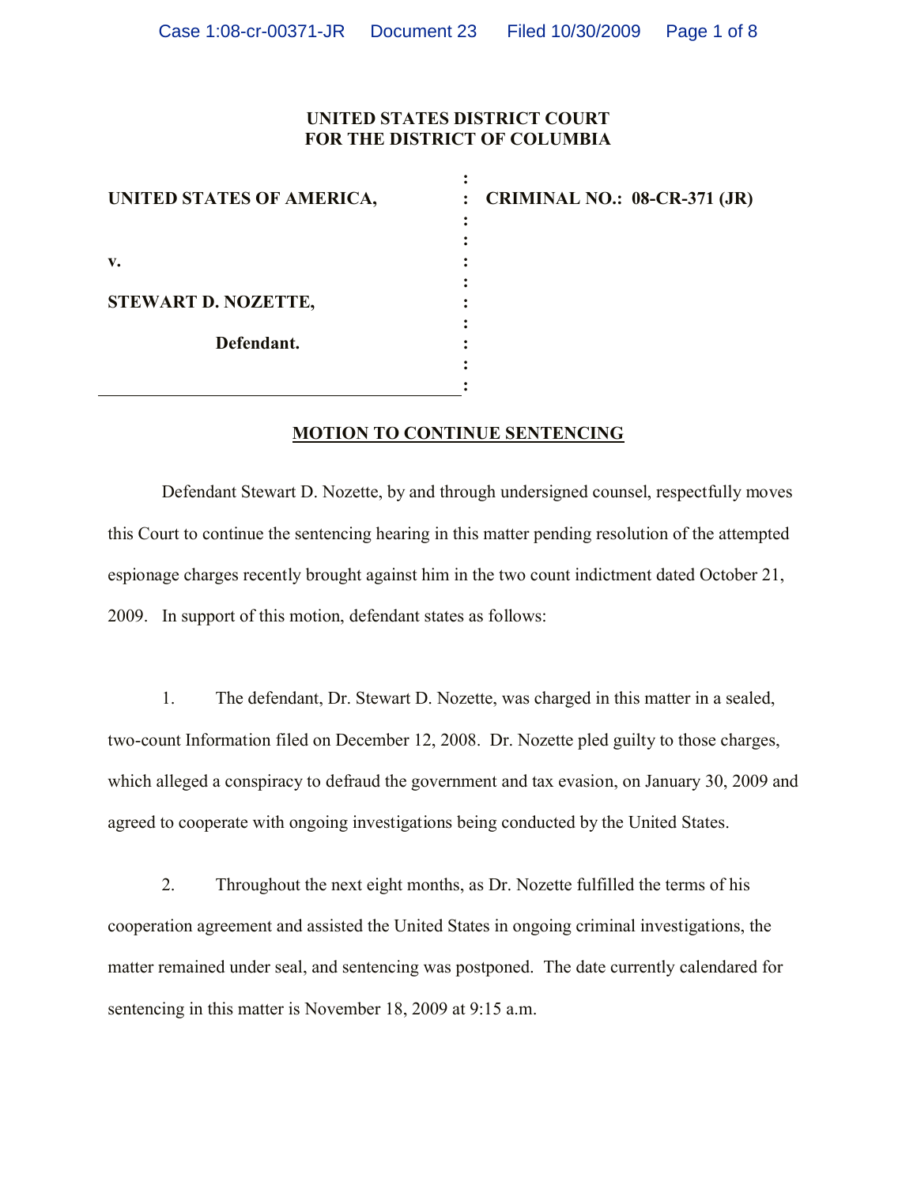**UNITED STATES DISTRICT COURT**
**FOR THE DISTRICT OF COLUMBIA**

| | | |
|---|---|---|
| **UNITED STATES OF AMERICA,** | : | **CRIMINAL NO.: 08-CR-371 (JR)** |
| | : | |
| **v.** | : | |
| | : | |
| **STEWART D. NOZETTE,** | : | |
| | : | |
| **Defendant.** | : | |

## MOTION TO CONTINUE SENTENCING

Defendant Stewart D. Nozette, by and through undersigned counsel, respectfully moves this Court to continue the sentencing hearing in this matter pending resolution of the attempted espionage charges recently brought against him in the two count indictment dated October 21, 2009. In support of this motion, defendant states as follows:

1. The defendant, Dr. Stewart D. Nozette, was charged in this matter in a sealed, two-count Information filed on December 12, 2008. Dr. Nozette pled guilty to those charges, which alleged a conspiracy to defraud the government and tax evasion, on January 30, 2009 and agreed to cooperate with ongoing investigations being conducted by the United States.

2. Throughout the next eight months, as Dr. Nozette fulfilled the terms of his cooperation agreement and assisted the United States in ongoing criminal investigations, the matter remained under seal, and sentencing was postponed. The date currently calendared for sentencing in this matter is November 18, 2009 at 9:15 a.m.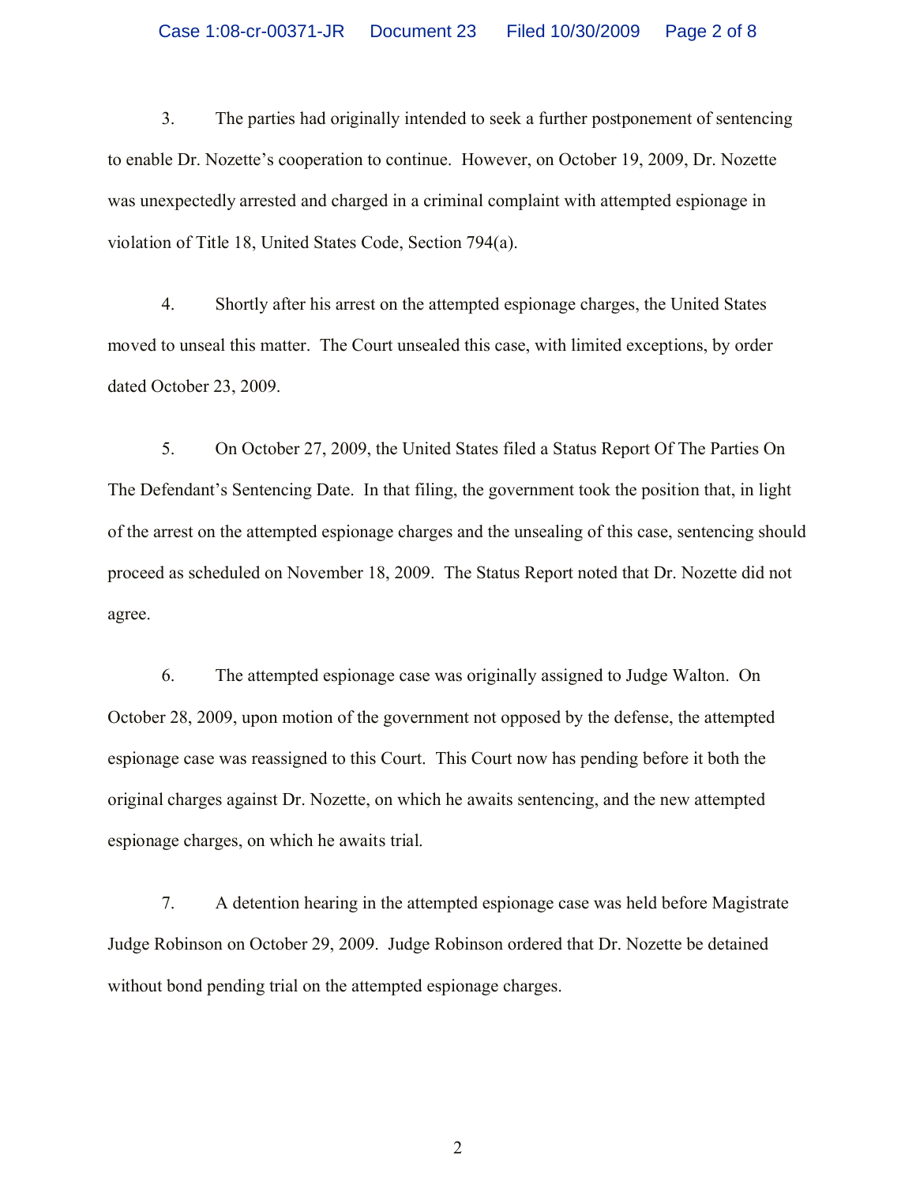3. The parties had originally intended to seek a further postponement of sentencing to enable Dr. Nozette's cooperation to continue. However, on October 19, 2009, Dr. Nozette was unexpectedly arrested and charged in a criminal complaint with attempted espionage in violation of Title 18, United States Code, Section 794(a).

4. Shortly after his arrest on the attempted espionage charges, the United States moved to unseal this matter. The Court unsealed this case, with limited exceptions, by order dated October 23, 2009.

5. On October 27, 2009, the United States filed a Status Report Of The Parties On The Defendant's Sentencing Date. In that filing, the government took the position that, in light of the arrest on the attempted espionage charges and the unsealing of this case, sentencing should proceed as scheduled on November 18, 2009. The Status Report noted that Dr. Nozette did not agree.

6. The attempted espionage case was originally assigned to Judge Walton. On October 28, 2009, upon motion of the government not opposed by the defense, the attempted espionage case was reassigned to this Court. This Court now has pending before it both the original charges against Dr. Nozette, on which he awaits sentencing, and the new attempted espionage charges, on which he awaits trial.

7. A detention hearing in the attempted espionage case was held before Magistrate Judge Robinson on October 29, 2009. Judge Robinson ordered that Dr. Nozette be detained without bond pending trial on the attempted espionage charges.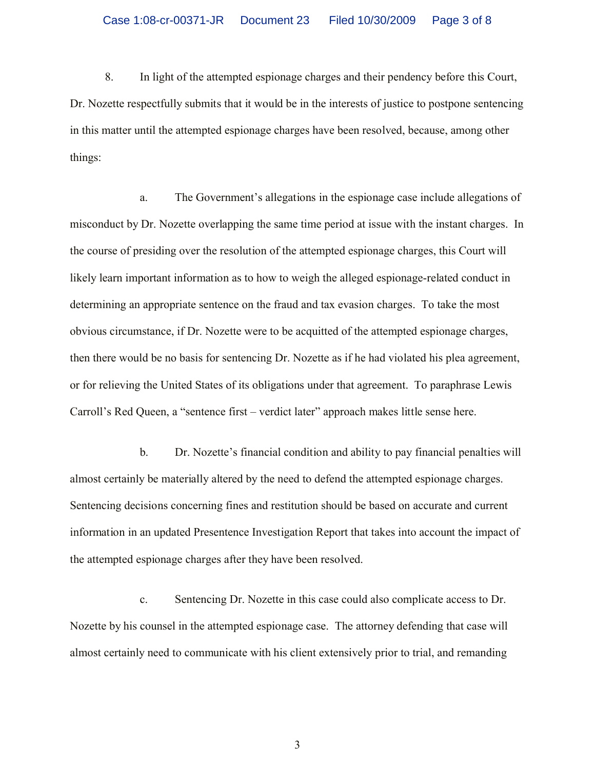8. In light of the attempted espionage charges and their pendency before this Court, Dr. Nozette respectfully submits that it would be in the interests of justice to postpone sentencing in this matter until the attempted espionage charges have been resolved, because, among other things:

a. The Government's allegations in the espionage case include allegations of misconduct by Dr. Nozette overlapping the same time period at issue with the instant charges. In the course of presiding over the resolution of the attempted espionage charges, this Court will likely learn important information as to how to weigh the alleged espionage-related conduct in determining an appropriate sentence on the fraud and tax evasion charges. To take the most obvious circumstance, if Dr. Nozette were to be acquitted of the attempted espionage charges, then there would be no basis for sentencing Dr. Nozette as if he had violated his plea agreement, or for relieving the United States of its obligations under that agreement. To paraphrase Lewis Carroll's Red Queen, a "sentence first – verdict later" approach makes little sense here.

b. Dr. Nozette's financial condition and ability to pay financial penalties will almost certainly be materially altered by the need to defend the attempted espionage charges. Sentencing decisions concerning fines and restitution should be based on accurate and current information in an updated Presentence Investigation Report that takes into account the impact of the attempted espionage charges after they have been resolved.

c. Sentencing Dr. Nozette in this case could also complicate access to Dr. Nozette by his counsel in the attempted espionage case. The attorney defending that case will almost certainly need to communicate with his client extensively prior to trial, and remanding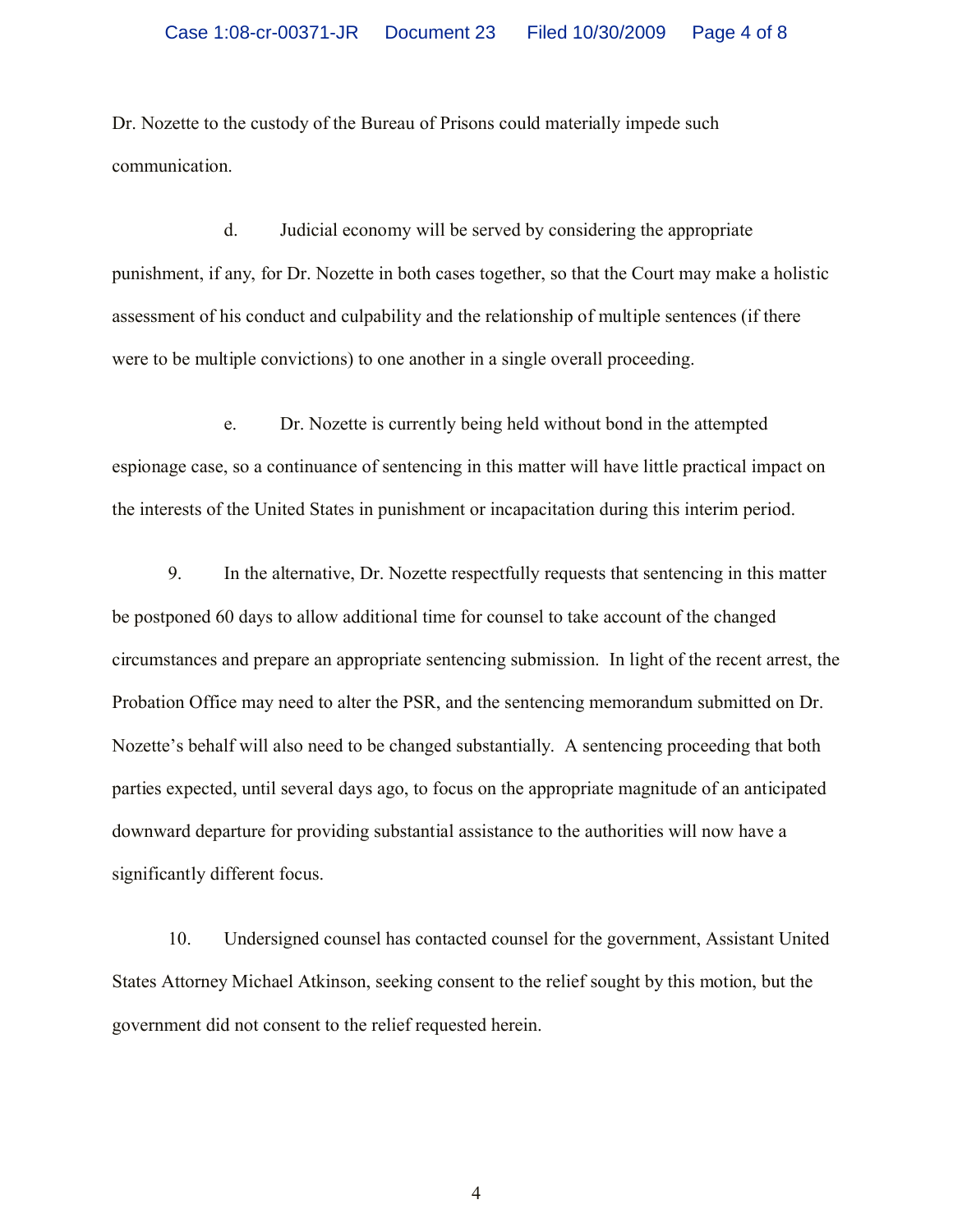Dr. Nozette to the custody of the Bureau of Prisons could materially impede such communication.

d. Judicial economy will be served by considering the appropriate punishment, if any, for Dr. Nozette in both cases together, so that the Court may make a holistic assessment of his conduct and culpability and the relationship of multiple sentences (if there were to be multiple convictions) to one another in a single overall proceeding.

e. Dr. Nozette is currently being held without bond in the attempted espionage case, so a continuance of sentencing in this matter will have little practical impact on the interests of the United States in punishment or incapacitation during this interim period.

9. In the alternative, Dr. Nozette respectfully requests that sentencing in this matter be postponed 60 days to allow additional time for counsel to take account of the changed circumstances and prepare an appropriate sentencing submission. In light of the recent arrest, the Probation Office may need to alter the PSR, and the sentencing memorandum submitted on Dr. Nozette's behalf will also need to be changed substantially. A sentencing proceeding that both parties expected, until several days ago, to focus on the appropriate magnitude of an anticipated downward departure for providing substantial assistance to the authorities will now have a significantly different focus.

10. Undersigned counsel has contacted counsel for the government, Assistant United States Attorney Michael Atkinson, seeking consent to the relief sought by this motion, but the government did not consent to the relief requested herein.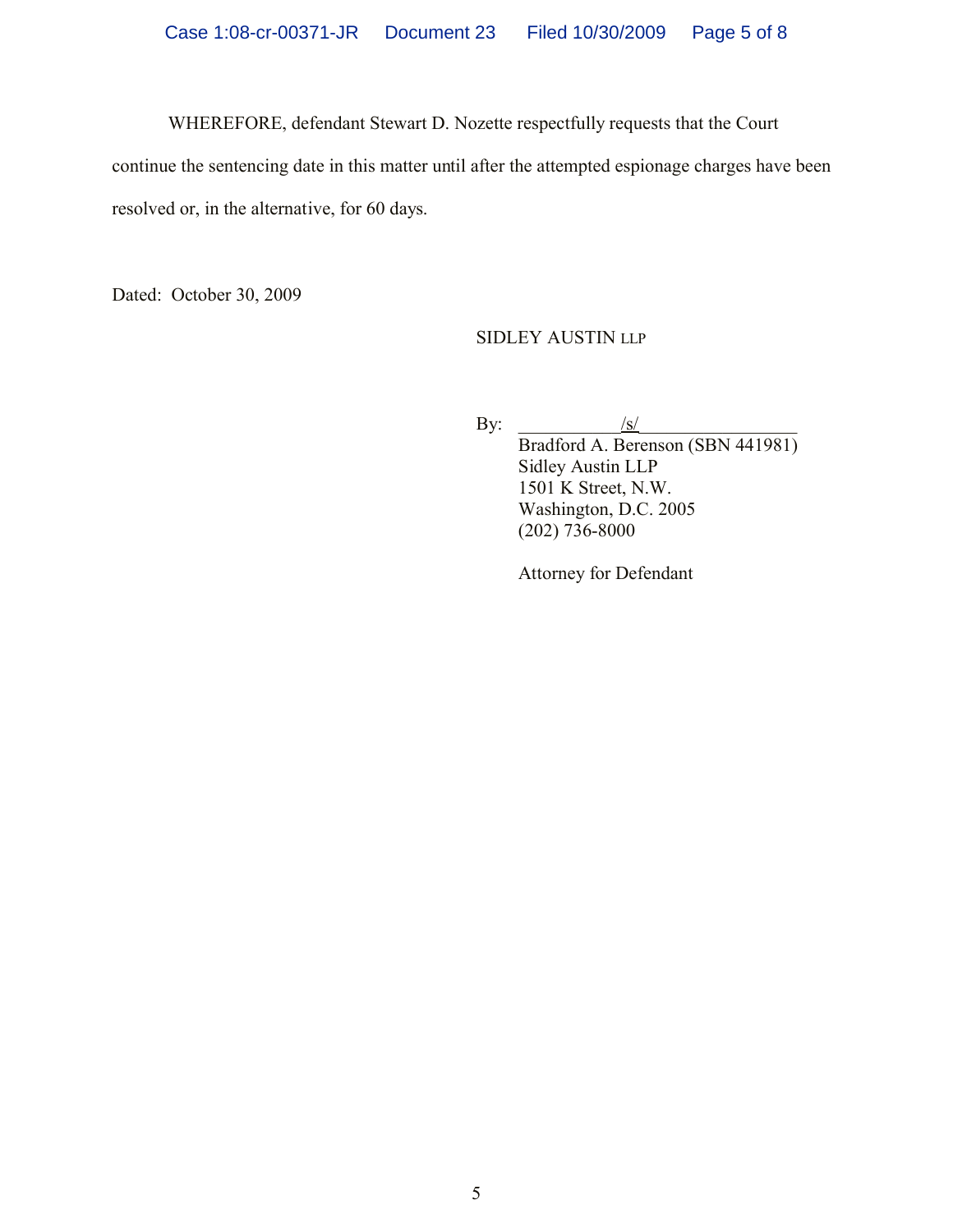WHEREFORE, defendant Stewart D. Nozette respectfully requests that the Court continue the sentencing date in this matter until after the attempted espionage charges have been resolved or, in the alternative, for 60 days.

Dated: October 30, 2009

SIDLEY AUSTIN LLP

By: /s/

Bradford A. Berenson (SBN 441981)
Sidley Austin LLP
1501 K Street, N.W.
Washington, D.C. 2005
(202) 736-8000

Attorney for Defendant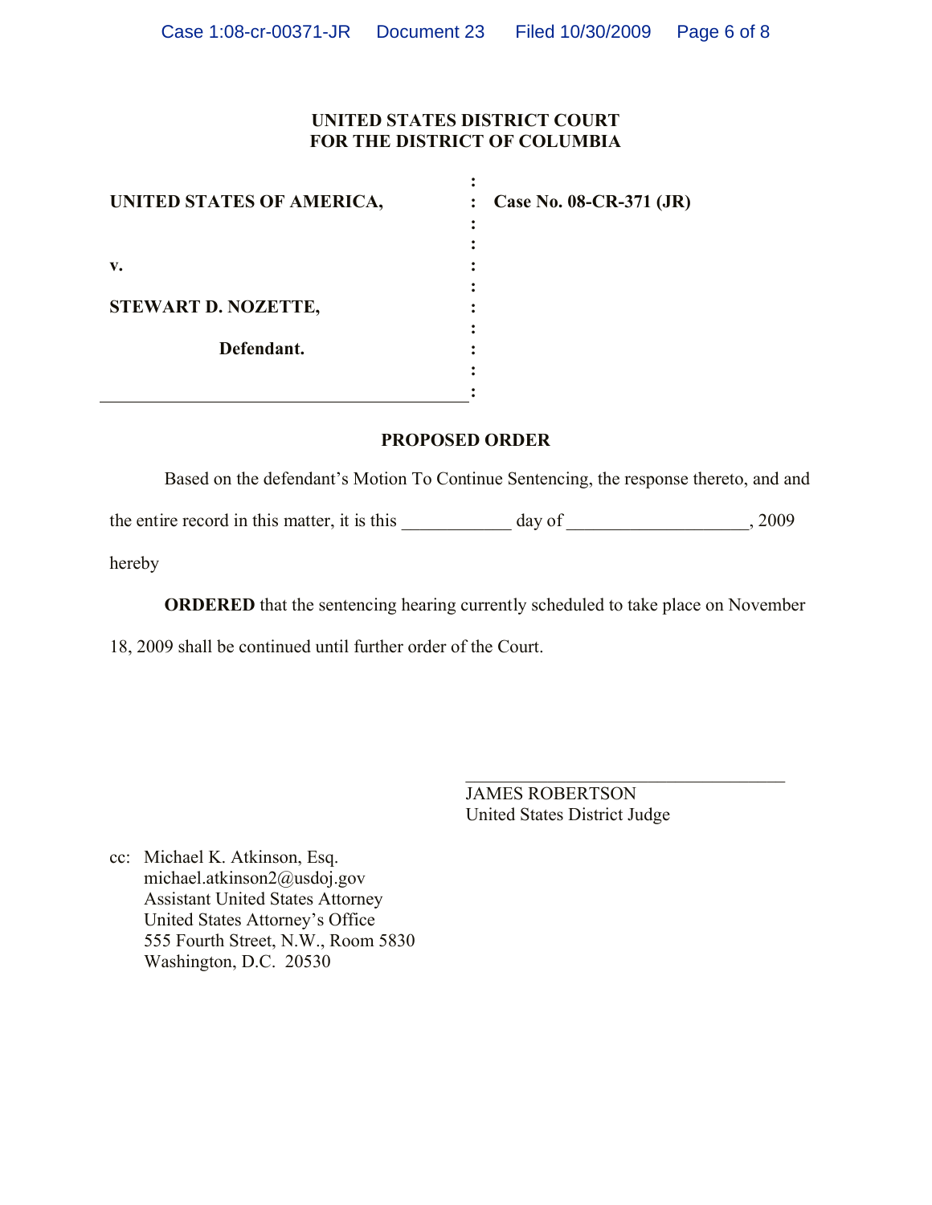**UNITED STATES DISTRICT COURT**
**FOR THE DISTRICT OF COLUMBIA**

**UNITED STATES OF AMERICA,** : **Case No. 08-CR-371 (JR)**

**v.**

**STEWART D. NOZETTE,**

**Defendant.**

**PROPOSED ORDER**

Based on the defendant's Motion To Continue Sentencing, the response thereto, and and the entire record in this matter, it is this ____________ day of ____________________, 2009 hereby

**ORDERED** that the sentencing hearing currently scheduled to take place on November 18, 2009 shall be continued until further order of the Court.

____________________________________
JAMES ROBERTSON
United States District Judge

cc: Michael K. Atkinson, Esq.
michael.atkinson2@usdoj.gov
Assistant United States Attorney
United States Attorney's Office
555 Fourth Street, N.W., Room 5830
Washington, D.C. 20530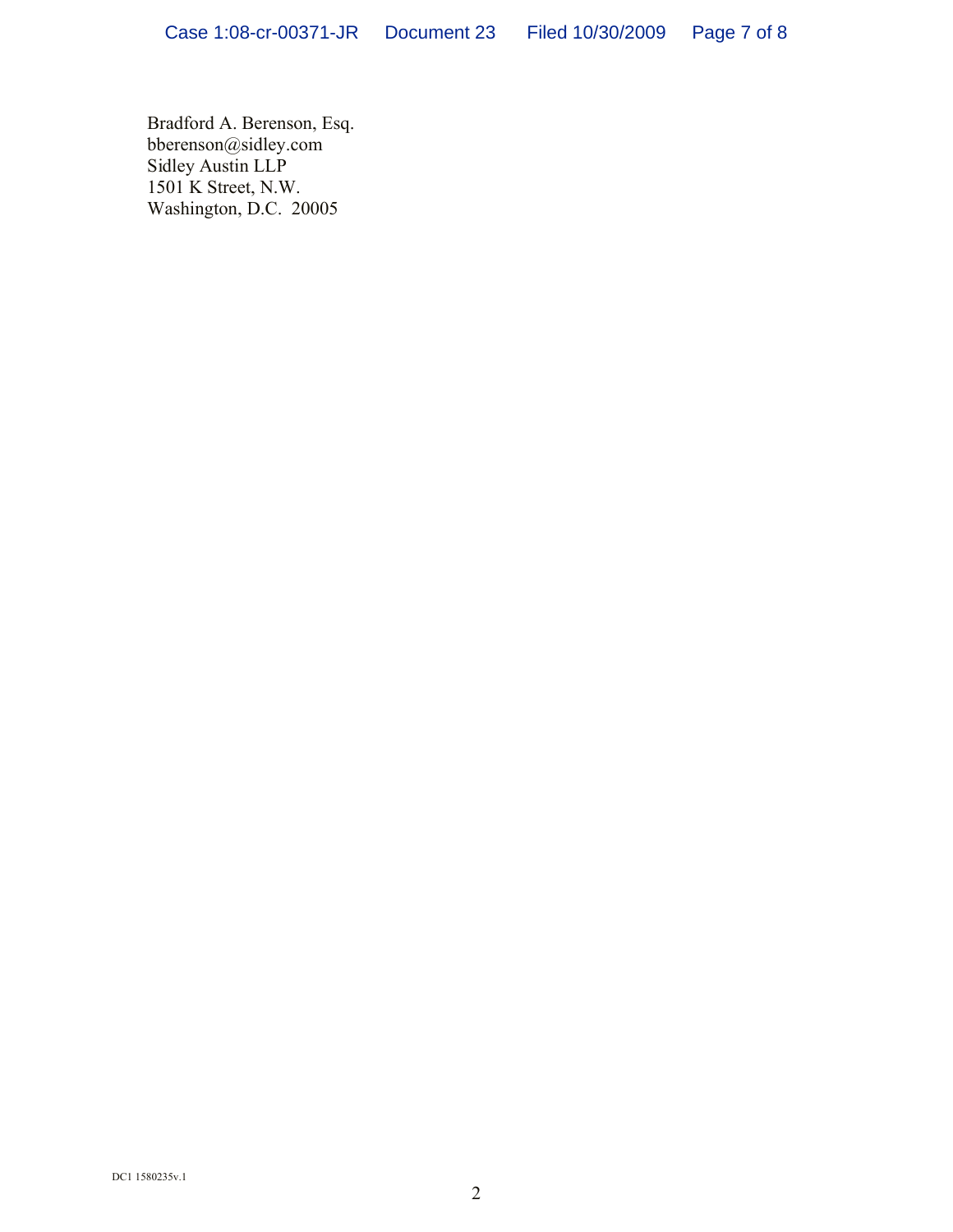Bradford A. Berenson, Esq.
bberenson@sidley.com
Sidley Austin LLP
1501 K Street, N.W.
Washington, D.C. 20005

DC1 1580235v.1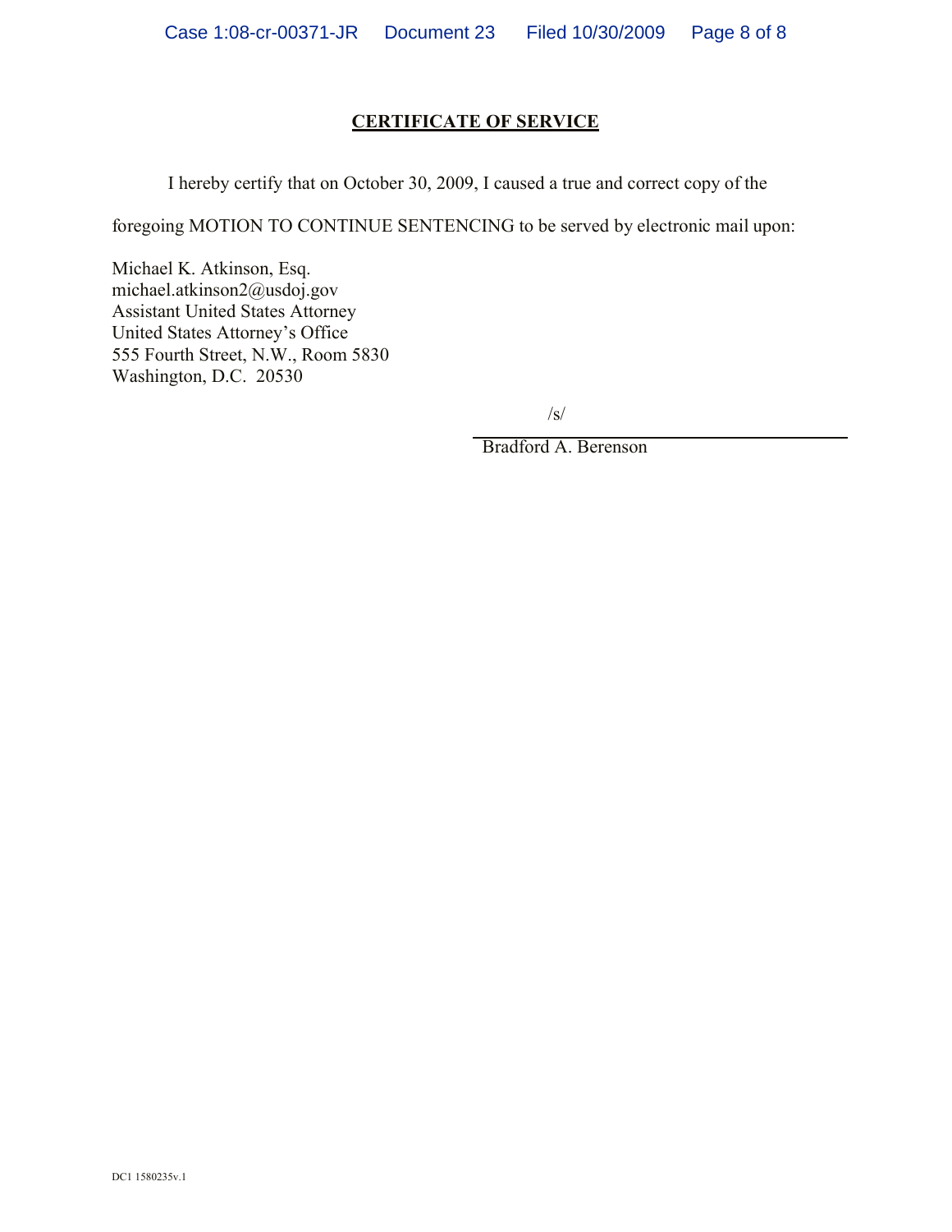## CERTIFICATE OF SERVICE

I hereby certify that on October 30, 2009, I caused a true and correct copy of the foregoing MOTION TO CONTINUE SENTENCING to be served by electronic mail upon:

Michael K. Atkinson, Esq.
michael.atkinson2@usdoj.gov
Assistant United States Attorney
United States Attorney's Office
555 Fourth Street, N.W., Room 5830
Washington, D.C. 20530

/s/
Bradford A. Berenson

DC1 1580235v.1